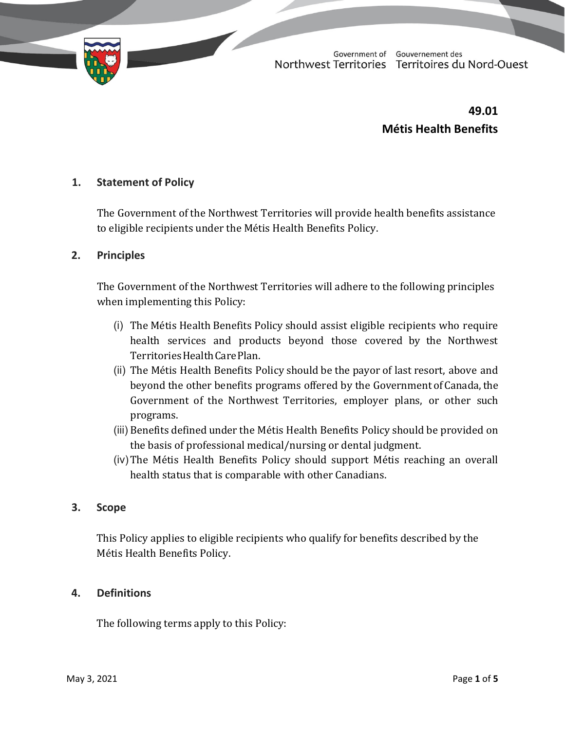# 49.01
# Métis Health Benefits

## 1. Statement of Policy

The Government of the Northwest Territories will provide health benefits assistance to eligible recipients under the Métis Health Benefits Policy.

## 2. Principles

The Government of the Northwest Territories will adhere to the following principles when implementing this Policy:

(i) The Métis Health Benefits Policy should assist eligible recipients who require health services and products beyond those covered by the Northwest Territories Health Care Plan.

(ii) The Métis Health Benefits Policy should be the payor of last resort, above and beyond the other benefits programs offered by the Government of Canada, the Government of the Northwest Territories, employer plans, or other such programs.

(iii) Benefits defined under the Métis Health Benefits Policy should be provided on the basis of professional medical/nursing or dental judgment.

(iv) The Métis Health Benefits Policy should support Métis reaching an overall health status that is comparable with other Canadians.

## 3. Scope

This Policy applies to eligible recipients who qualify for benefits described by the Métis Health Benefits Policy.

## 4. Definitions

The following terms apply to this Policy: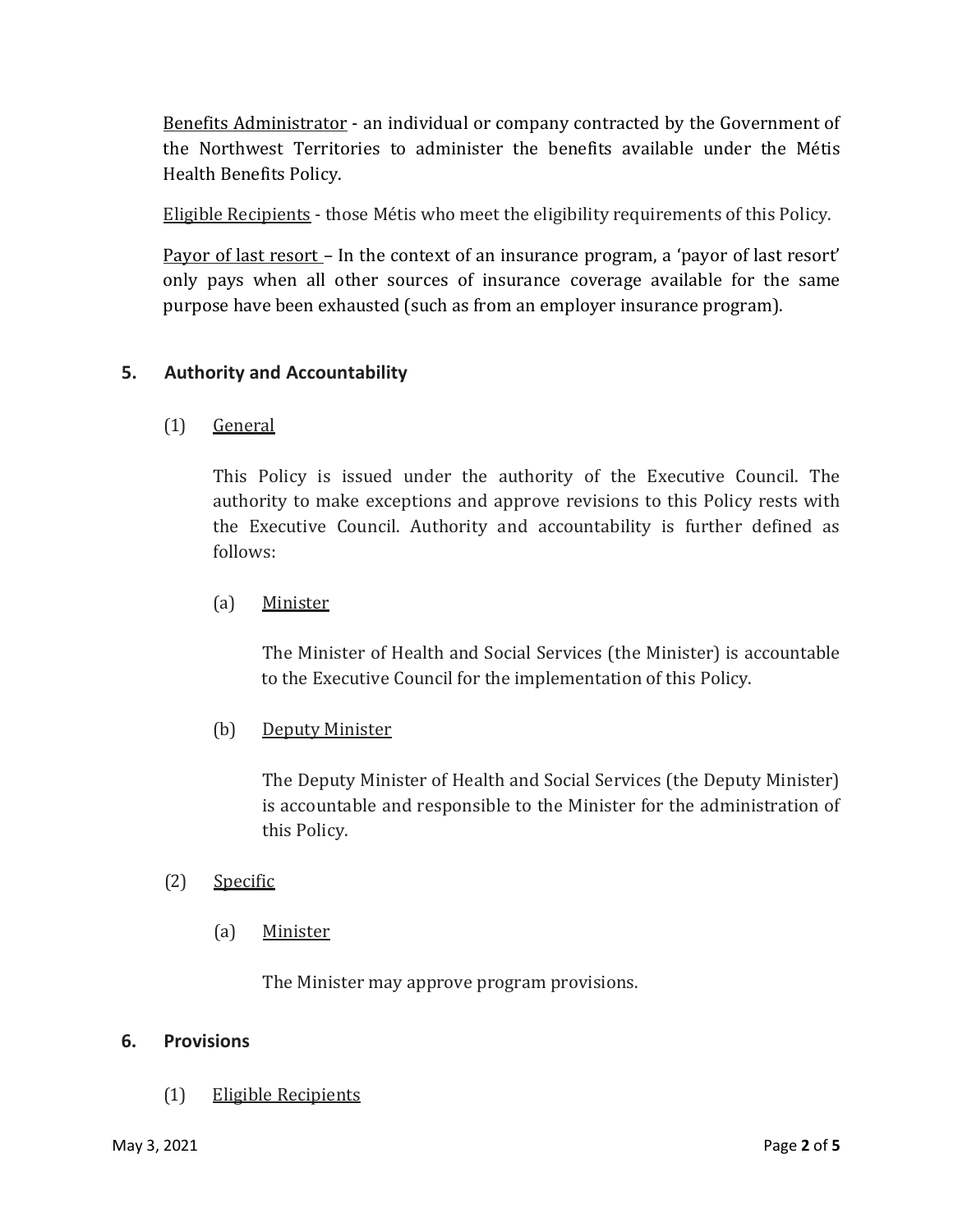Benefits Administrator - an individual or company contracted by the Government of the Northwest Territories to administer the benefits available under the Métis Health Benefits Policy.

Eligible Recipients - those Métis who meet the eligibility requirements of this Policy.

Payor of last resort – In the context of an insurance program, a 'payor of last resort' only pays when all other sources of insurance coverage available for the same purpose have been exhausted (such as from an employer insurance program).

## 5. Authority and Accountability

(1) General

This Policy is issued under the authority of the Executive Council. The authority to make exceptions and approve revisions to this Policy rests with the Executive Council. Authority and accountability is further defined as follows:

(a) Minister

The Minister of Health and Social Services (the Minister) is accountable to the Executive Council for the implementation of this Policy.

(b) Deputy Minister

The Deputy Minister of Health and Social Services (the Deputy Minister) is accountable and responsible to the Minister for the administration of this Policy.

(2) Specific

(a) Minister

The Minister may approve program provisions.

## 6. Provisions

(1) Eligible Recipients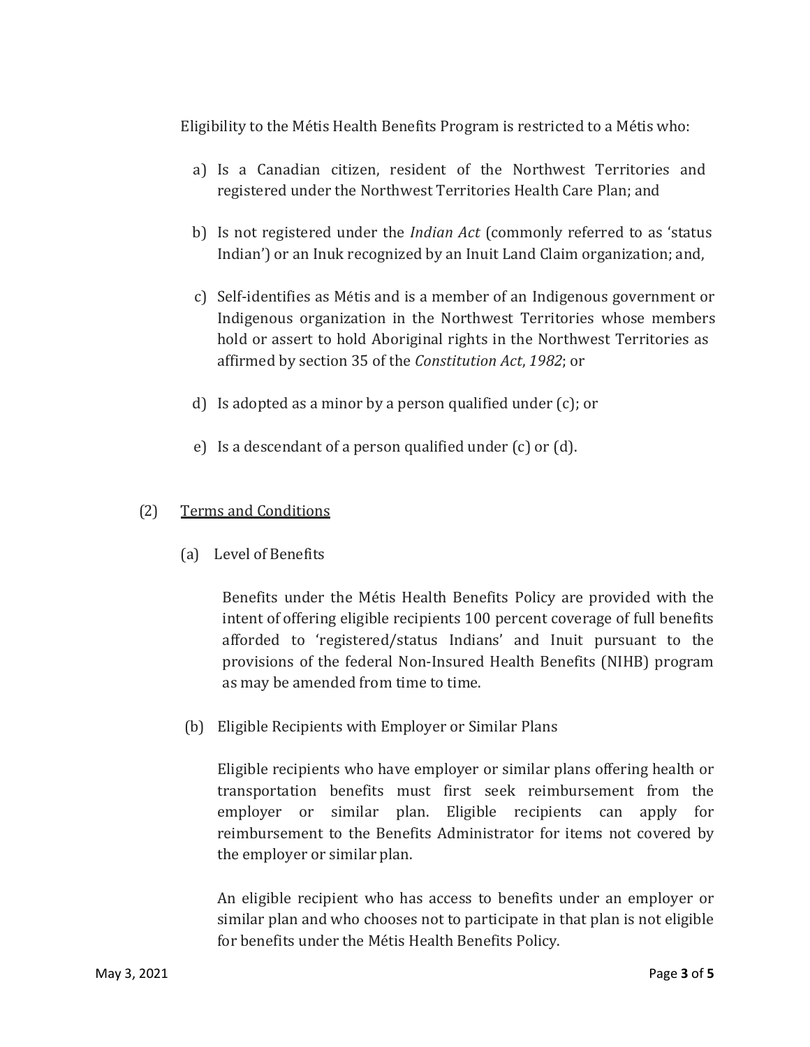Eligibility to the Métis Health Benefits Program is restricted to a Métis who:

a) Is a Canadian citizen, resident of the Northwest Territories and registered under the Northwest Territories Health Care Plan; and

b) Is not registered under the *Indian Act* (commonly referred to as 'status Indian') or an Inuk recognized by an Inuit Land Claim organization; and,

c) Self-identifies as Métis and is a member of an Indigenous government or Indigenous organization in the Northwest Territories whose members hold or assert to hold Aboriginal rights in the Northwest Territories as affirmed by section 35 of the *Constitution Act, 1982*; or

d) Is adopted as a minor by a person qualified under (c); or

e) Is a descendant of a person qualified under (c) or (d).

(2) Terms and Conditions

(a) Level of Benefits

Benefits under the Métis Health Benefits Policy are provided with the intent of offering eligible recipients 100 percent coverage of full benefits afforded to 'registered/status Indians' and Inuit pursuant to the provisions of the federal Non-Insured Health Benefits (NIHB) program as may be amended from time to time.

(b) Eligible Recipients with Employer or Similar Plans

Eligible recipients who have employer or similar plans offering health or transportation benefits must first seek reimbursement from the employer or similar plan. Eligible recipients can apply for reimbursement to the Benefits Administrator for items not covered by the employer or similar plan.

An eligible recipient who has access to benefits under an employer or similar plan and who chooses not to participate in that plan is not eligible for benefits under the Métis Health Benefits Policy.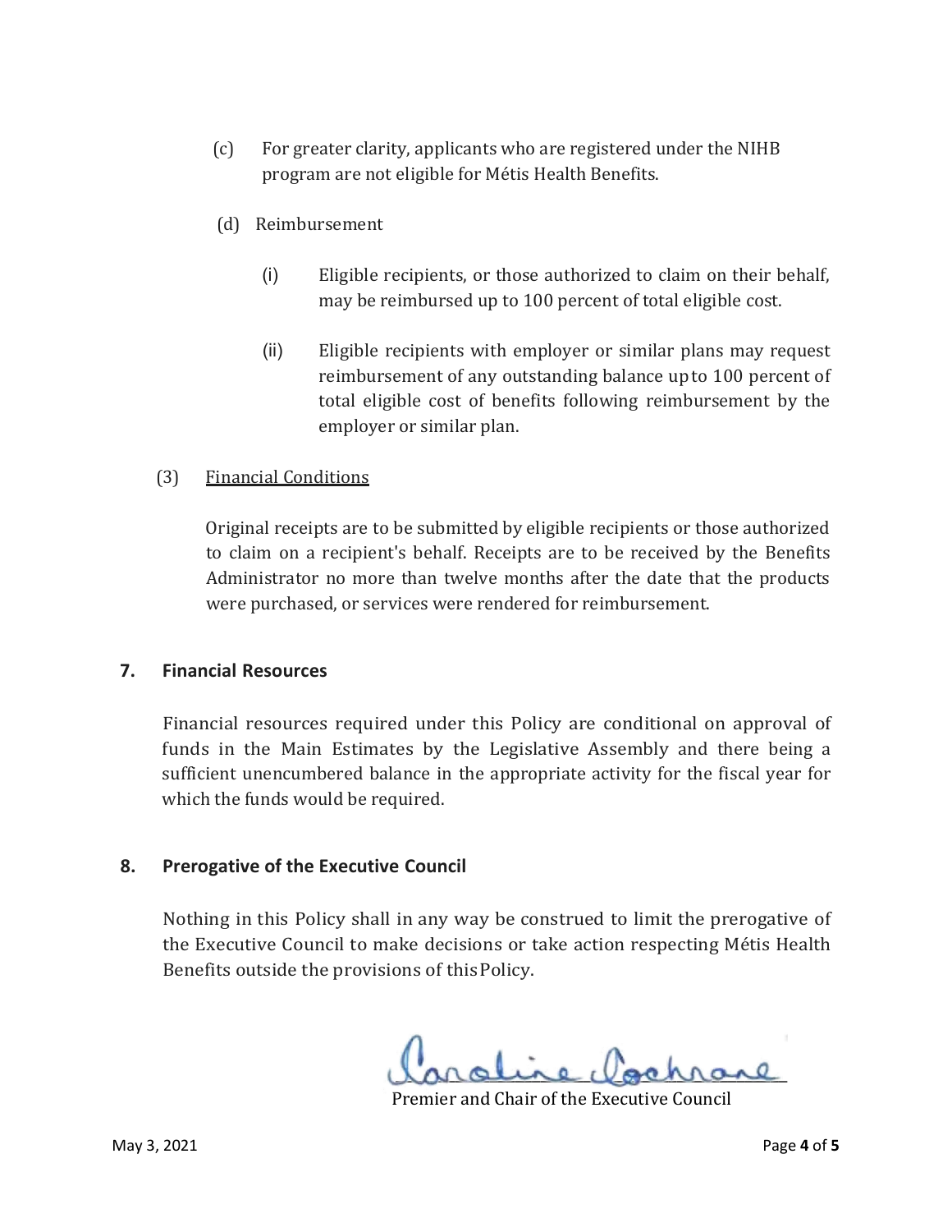(c) For greater clarity, applicants who are registered under the NIHB program are not eligible for Métis Health Benefits.

(d) Reimbursement

(i) Eligible recipients, or those authorized to claim on their behalf, may be reimbursed up to 100 percent of total eligible cost.

(ii) Eligible recipients with employer or similar plans may request reimbursement of any outstanding balance up to 100 percent of total eligible cost of benefits following reimbursement by the employer or similar plan.

(3) Financial Conditions

Original receipts are to be submitted by eligible recipients or those authorized to claim on a recipient's behalf. Receipts are to be received by the Benefits Administrator no more than twelve months after the date that the products were purchased, or services were rendered for reimbursement.

## 7. Financial Resources

Financial resources required under this Policy are conditional on approval of funds in the Main Estimates by the Legislative Assembly and there being a sufficient unencumbered balance in the appropriate activity for the fiscal year for which the funds would be required.

## 8. Prerogative of the Executive Council

Nothing in this Policy shall in any way be construed to limit the prerogative of the Executive Council to make decisions or take action respecting Métis Health Benefits outside the provisions of this Policy.

Caroline Cochrane

Premier and Chair of the Executive Council

May 3, 2021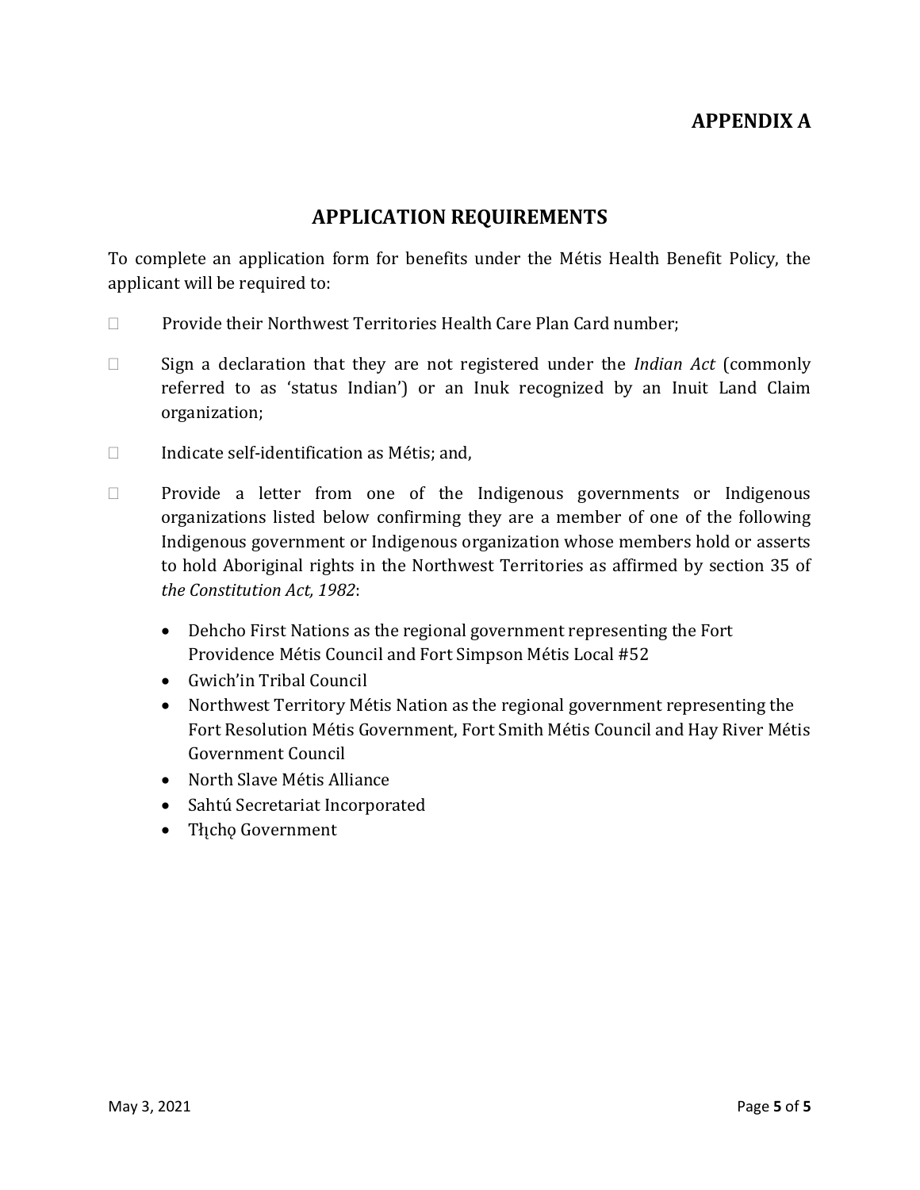# APPENDIX A

## APPLICATION REQUIREMENTS

To complete an application form for benefits under the Métis Health Benefit Policy, the applicant will be required to:

- Provide their Northwest Territories Health Care Plan Card number;
- Sign a declaration that they are not registered under the *Indian Act* (commonly referred to as 'status Indian') or an Inuk recognized by an Inuit Land Claim organization;
- Indicate self-identification as Métis; and,
- Provide a letter from one of the Indigenous governments or Indigenous organizations listed below confirming they are a member of one of the following Indigenous government or Indigenous organization whose members hold or asserts to hold Aboriginal rights in the Northwest Territories as affirmed by section 35 of *the Constitution Act, 1982*:
  - Dehcho First Nations as the regional government representing the Fort Providence Métis Council and Fort Simpson Métis Local #52
  - Gwich'in Tribal Council
  - Northwest Territory Métis Nation as the regional government representing the Fort Resolution Métis Government, Fort Smith Métis Council and Hay River Métis Government Council
  - North Slave Métis Alliance
  - Sahtú Secretariat Incorporated
  - Tłı̨chǫ Government

May 3, 2021